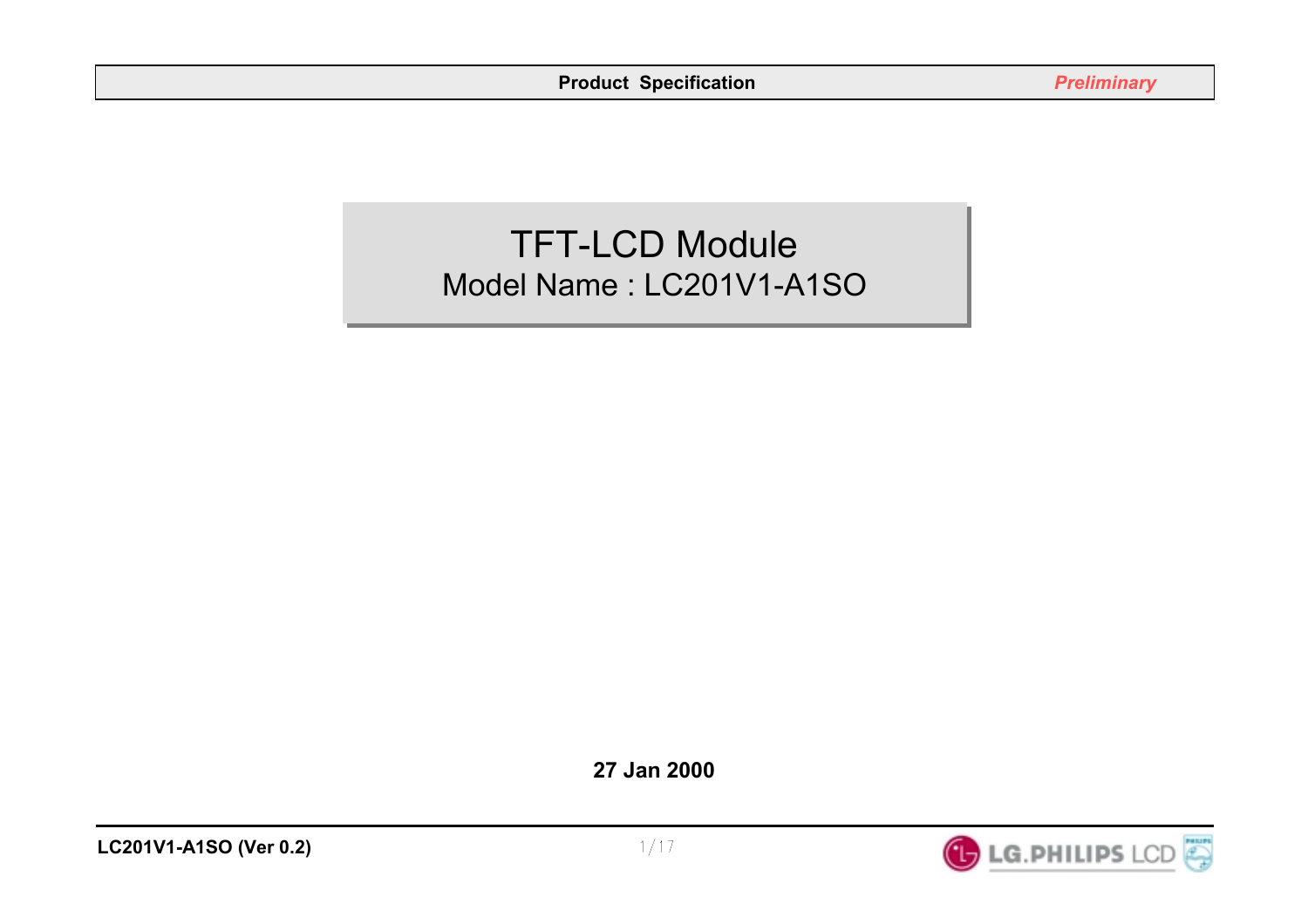# TFT-LCD Module

## Model Name : LC201V1-A1SO

**27 Jan 2000**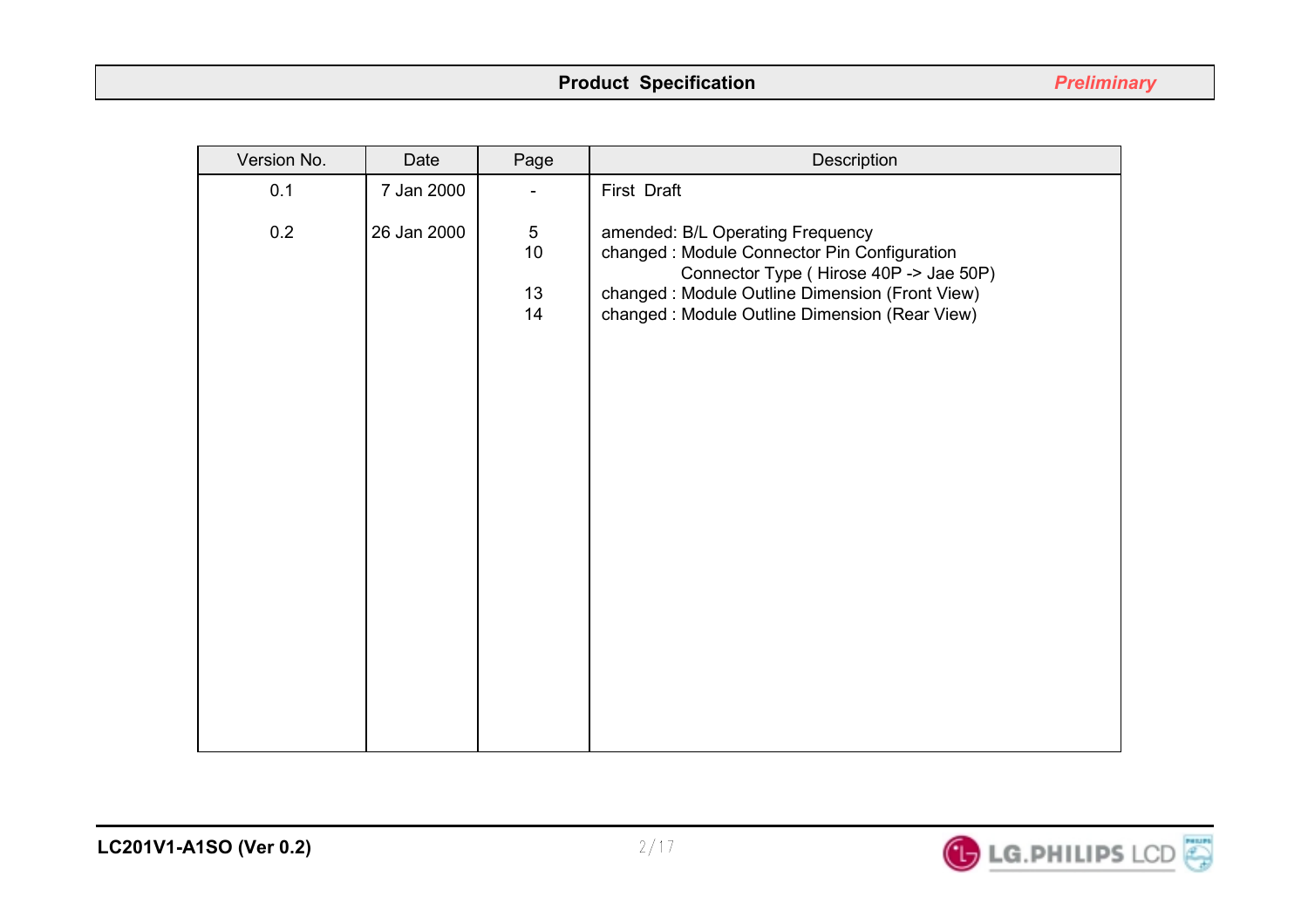| Version No. | Date | Page | Description |
| --- | --- | --- | --- |
| 0.1 | 7 Jan 2000 | - | First Draft |
| 0.2 | 26 Jan 2000 | 5 | amended: B/L Operating Frequency |
| | | 10 | changed : Module Connector Pin Configuration<br>Connector Type ( Hirose 40P -> Jae 50P) |
| | | 13 | changed : Module Outline Dimension (Front View) |
| | | 14 | changed : Module Outline Dimension (Rear View) |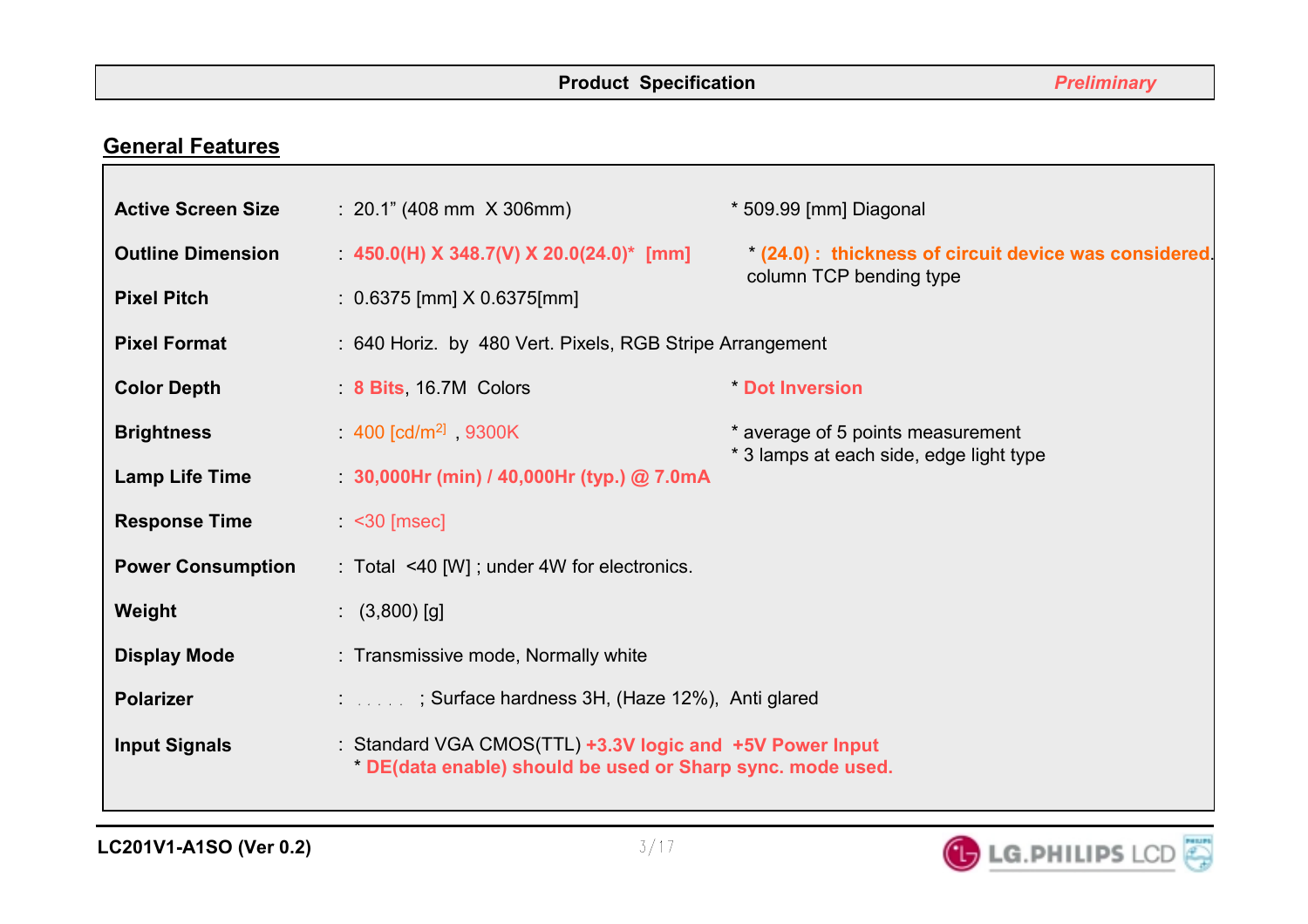## General Features

| | | |
|---|---|---|
| **Active Screen Size** | : 20.1" (408 mm X 306mm) | * 509.99 [mm] Diagonal |
| **Outline Dimension** | : **450.0(H) X 348.7(V) X 20.0(24.0)* [mm]** | * **(24.0) : thickness of circuit device was considered.** column TCP bending type |
| **Pixel Pitch** | : 0.6375 [mm] X 0.6375[mm] | |
| **Pixel Format** | : 640 Horiz. by 480 Vert. Pixels, RGB Stripe Arrangement | |
| **Color Depth** | : **8 Bits**, 16.7M Colors | * **Dot Inversion** |
| **Brightness** | : 400 [cd/m$^2$] , 9300K | * average of 5 points measurement<br>* 3 lamps at each side, edge light type |
| **Lamp Life Time** | : **30,000Hr (min) / 40,000Hr (typ.) @ 7.0mA** | |
| **Response Time** | : <30 [msec] | |
| **Power Consumption** | : Total <40 [W] ; under 4W for electronics. | |
| **Weight** | : (3,800) [g] | |
| **Display Mode** | : Transmissive mode, Normally white | |
| **Polarizer** | : . . . . . ; Surface hardness 3H, (Haze 12%), Anti glared | |
| **Input Signals** | : Standard VGA CMOS(TTL) **+3.3V logic and +5V Power Input**<br>* **DE(data enable) should be used or Sharp sync. mode used.** | |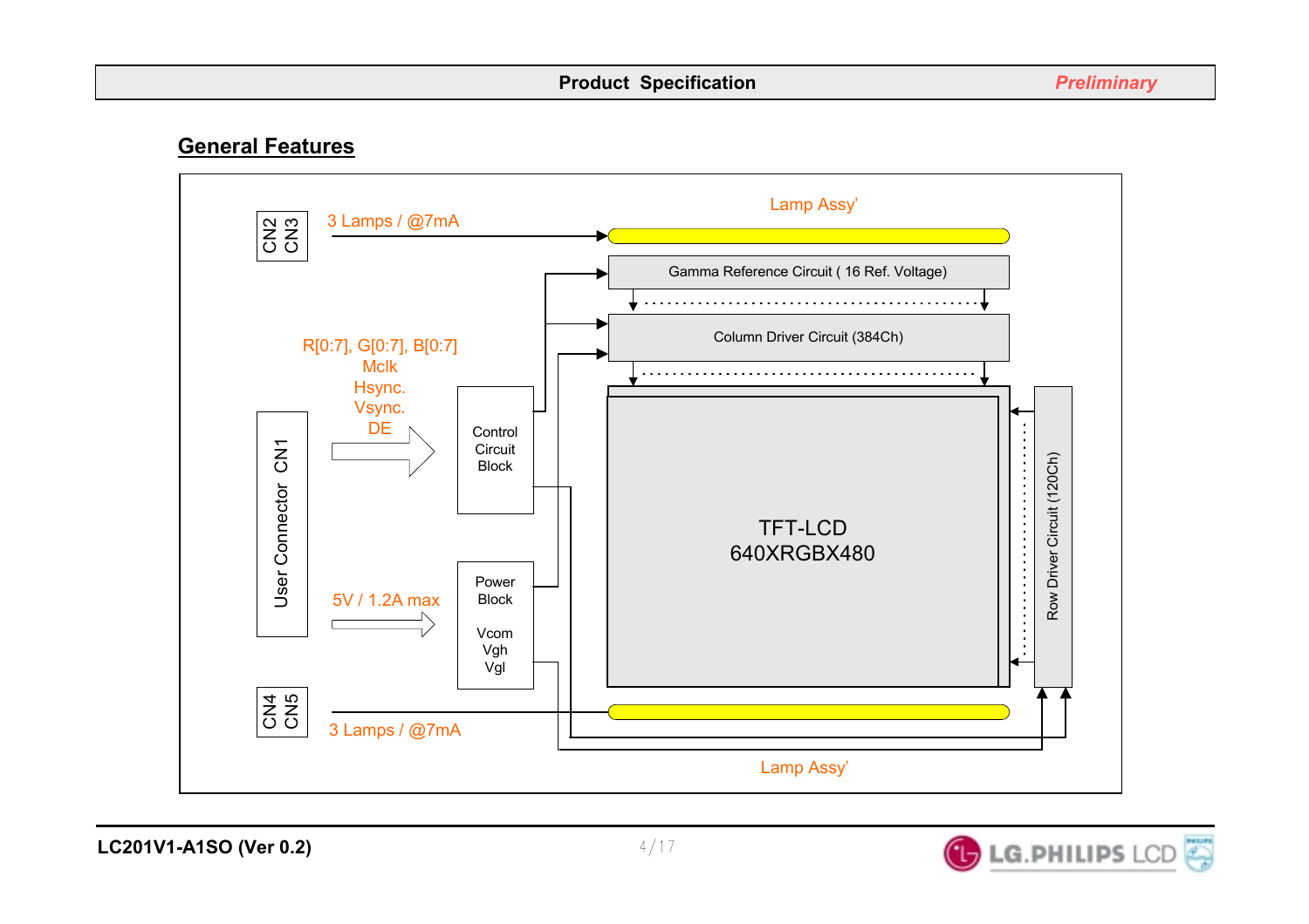## General Features

CN2 CN3

3 Lamps / @7mA

Lamp Assy'

Gamma Reference Circuit ( 16 Ref. Voltage)

Column Driver Circuit (384Ch)

R[0:7], G[0:7], B[0:7]
Mclk
Hsync.
Vsync.
DE

User Connector CN1

Control Circuit Block

TFT-LCD
640XRGBX480

Row Driver Circuit (120Ch)

5V / 1.2A max

Power Block

Vcom
Vgh
Vgl

CN4 CN5

3 Lamps / @7mA

Lamp Assy'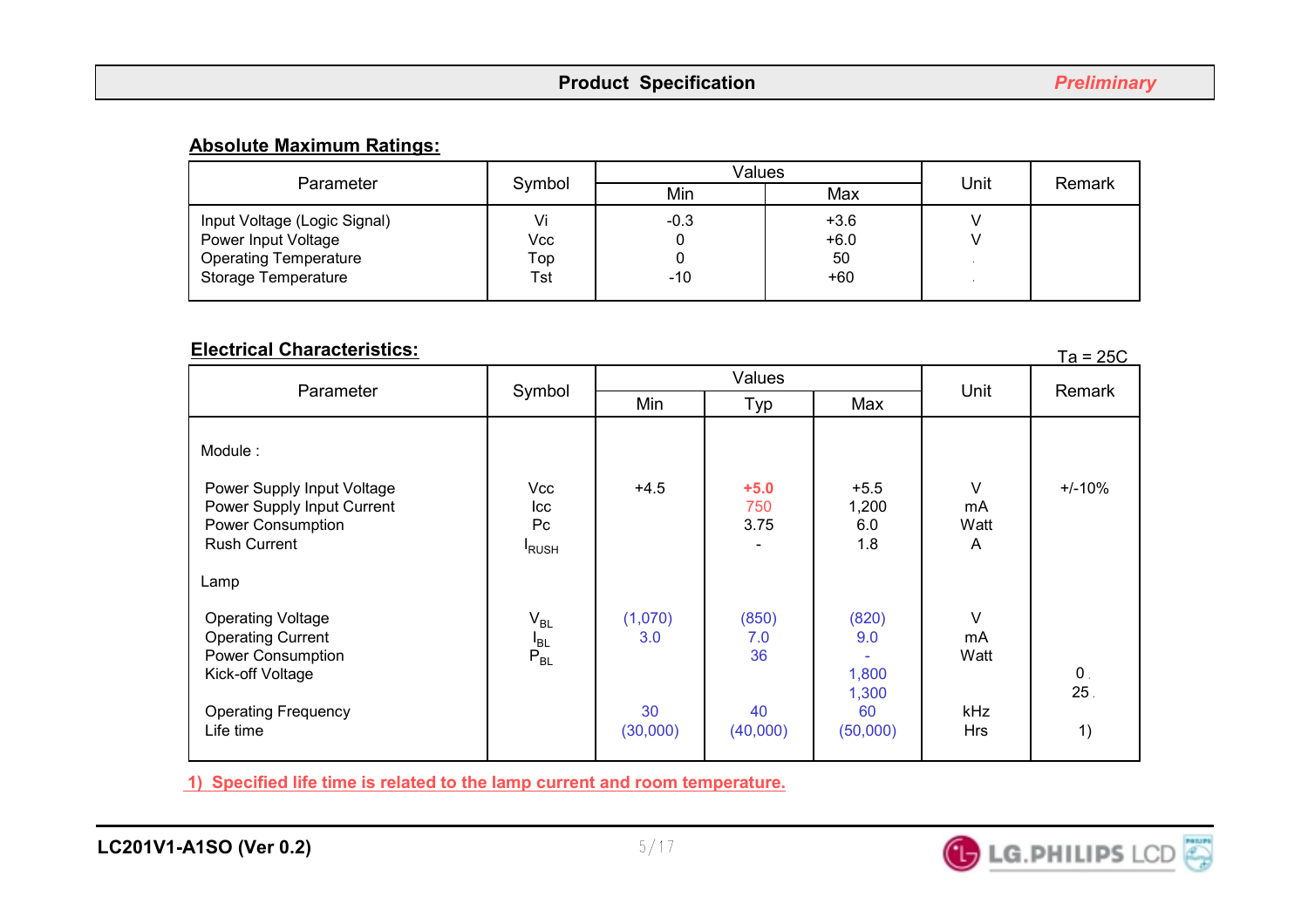## Absolute Maximum Ratings:

| Parameter | Symbol | Values | | Unit | Remark |
|---|---|---|---|---|---|
| | | Min | Max | | |
| Input Voltage (Logic Signal) | Vi | -0.3 | +3.6 | V | |
| Power Input Voltage | Vcc | 0 | +6.0 | V | |
| Operating Temperature | Top | 0 | 50 | . | |
| Storage Temperature | Tst | -10 | +60 | . | |

## Electrical Characteristics:

Ta = 25C

| Parameter | Symbol | Values | | | Unit | Remark |
|---|---|---|---|---|---|---|
| | | Min | Typ | Max | | |
| Module : | | | | | | |
| Power Supply Input Voltage | Vcc | +4.5 | +5.0 | +5.5 | V | +/-10% |
| Power Supply Input Current | Icc | | 750 | 1,200 | mA | |
| Power Consumption | Pc | | 3.75 | 6.0 | Watt | |
| Rush Current | $I_{RUSH}$ | | - | 1.8 | A | |
| Lamp | | | | | | |
| Operating Voltage | $V_{BL}$ | (1,070) | (850) | (820) | V | |
| Operating Current | $I_{BL}$ | 3.0 | 7.0 | 9.0 | mA | |
| Power Consumption | $P_{BL}$ | | 36 | - | Watt | |
| Kick-off Voltage | | | | 1,800 | | 0 . |
| | | | | 1,300 | | 25 . |
| Operating Frequency | | 30 | 40 | 60 | kHz | |
| Life time | | (30,000) | (40,000) | (50,000) | Hrs | 1) |

1) Specified life time is related to the lamp current and room temperature.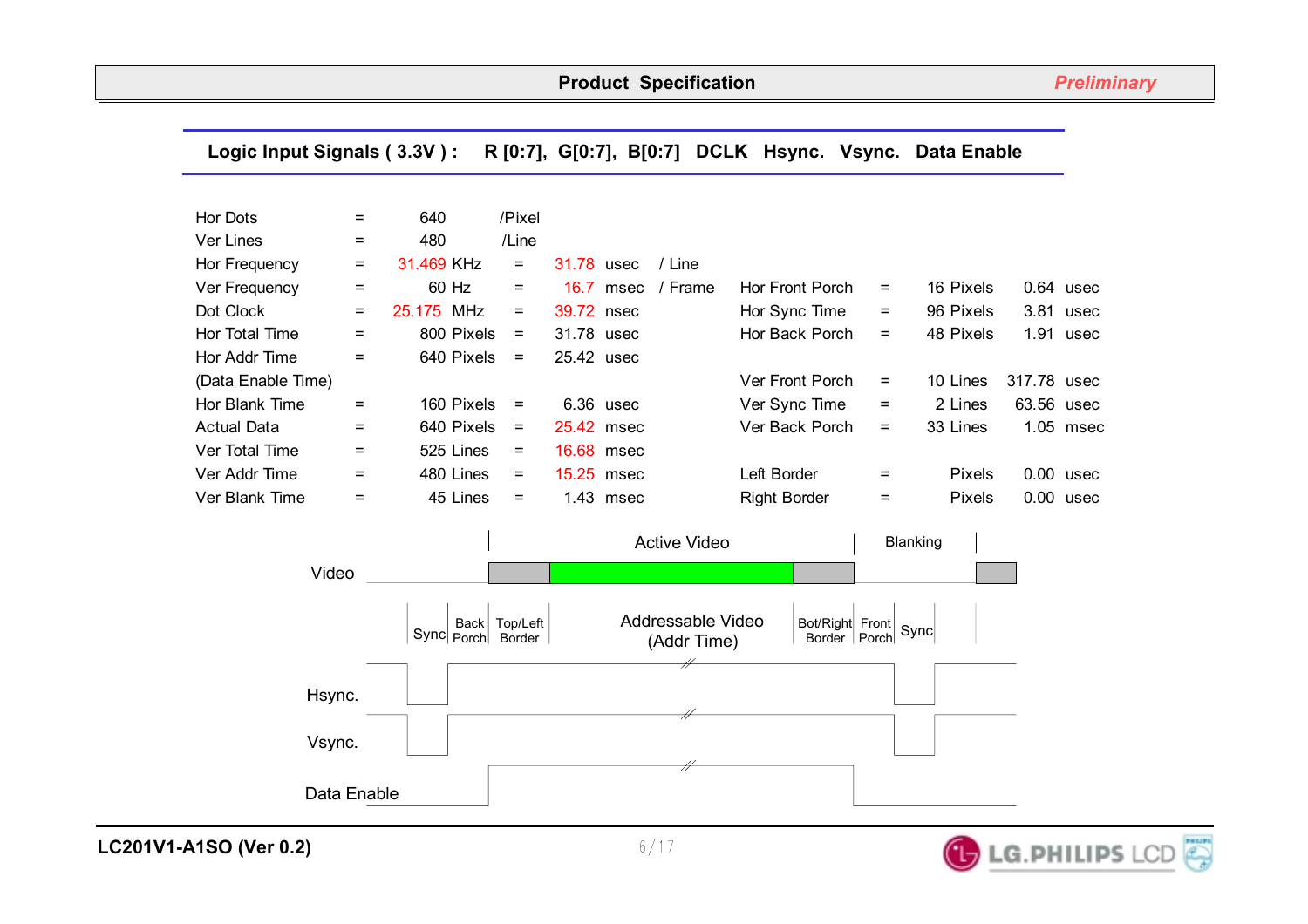## Logic Input Signals ( 3.3V ) : R [0:7], G[0:7], B[0:7] DCLK Hsync. Vsync. Data Enable

| Parameter | | Value | | Time | |
|---|---|---|---|---|---|
| Hor Dots | = | 640 | /Pixel | | |
| Ver Lines | = | 480 | /Line | | |
| Hor Frequency | = | 31.469 KHz | = | 31.78 usec | / Line |
| Ver Frequency | = | 60 Hz | = | 16.7 msec | / Frame |
| Dot Clock | = | 25.175 MHz | = | 39.72 nsec | |
| Hor Total Time | = | 800 Pixels | = | 31.78 usec | |
| Hor Addr Time (Data Enable Time) | = | 640 Pixels | = | 25.42 usec | |
| Hor Blank Time | = | 160 Pixels | = | 6.36 usec | |
| Actual Data | = | 640 Pixels | = | 25.42 msec | |
| Ver Total Time | = | 525 Lines | = | 16.68 msec | |
| Ver Addr Time | = | 480 Lines | = | 15.25 msec | |
| Ver Blank Time | = | 45 Lines | = | 1.43 msec | |

| Parameter | | Value | Time |
|---|---|---|---|
| Hor Front Porch | = | 16 Pixels | 0.64 usec |
| Hor Sync Time | = | 96 Pixels | 3.81 usec |
| Hor Back Porch | = | 48 Pixels | 1.91 usec |
| Ver Front Porch | = | 10 Lines | 317.78 usec |
| Ver Sync Time | = | 2 Lines | 63.56 usec |
| Ver Back Porch | = | 33 Lines | 1.05 msec |
| Left Border | = | Pixels | 0.00 usec |
| Right Border | = | Pixels | 0.00 usec |

Active Video | Blanking

Video

Sync | Back Porch | Top/Left Border | Addressable Video (Addr Time) | Bot/Right Border | Front Porch | Sync

Hsync.

Vsync.

Data Enable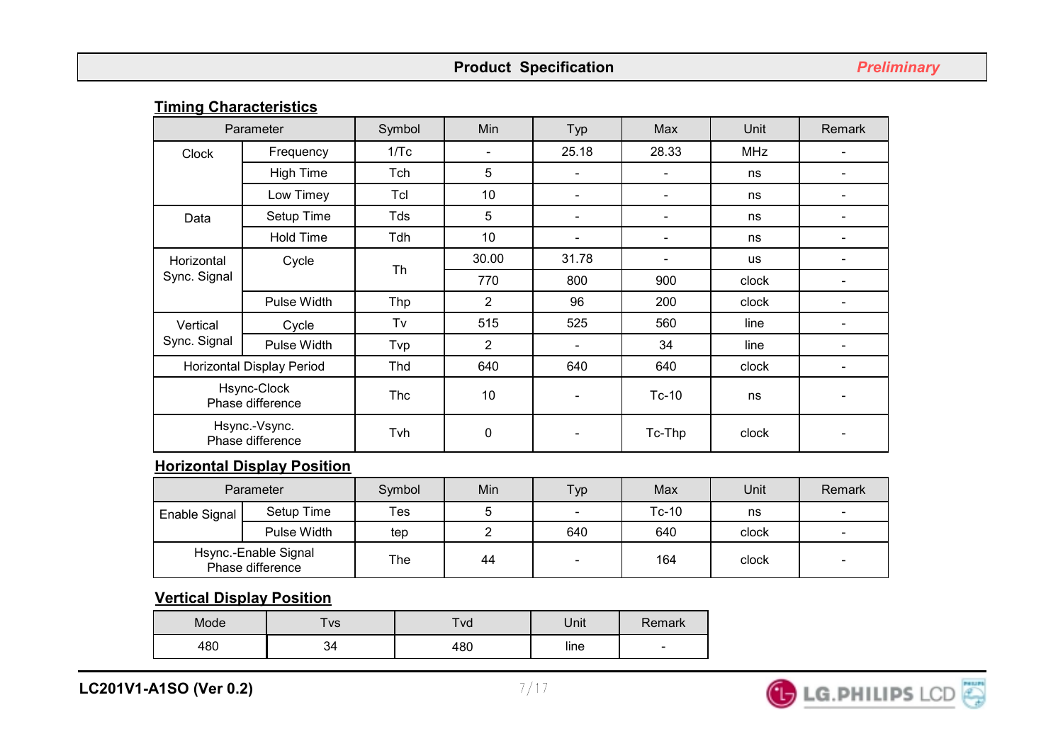## Timing Characteristics

| Parameter | | Symbol | Min | Typ | Max | Unit | Remark |
|---|---|---|---|---|---|---|---|
| Clock | Frequency | 1/Tc | - | 25.18 | 28.33 | MHz | - |
| | High Time | Tch | 5 | - | - | ns | - |
| | Low Timey | Tcl | 10 | - | - | ns | - |
| Data | Setup Time | Tds | 5 | - | - | ns | - |
| | Hold Time | Tdh | 10 | - | - | ns | - |
| Horizontal Sync. Signal | Cycle | Th | 30.00 | 31.78 | - | us | - |
| | | | 770 | 800 | 900 | clock | - |
| | Pulse Width | Thp | 2 | 96 | 200 | clock | - |
| Vertical Sync. Signal | Cycle | Tv | 515 | 525 | 560 | line | - |
| | Pulse Width | Tvp | 2 | - | 34 | line | - |
| Horizontal Display Period | | Thd | 640 | 640 | 640 | clock | - |
| Hsync-Clock Phase difference | | Thc | 10 | - | Tc-10 | ns | - |
| Hsync.-Vsync. Phase difference | | Tvh | 0 | - | Tc-Thp | clock | - |

## Horizontal Display Position

| Parameter | | Symbol | Min | Typ | Max | Unit | Remark |
|---|---|---|---|---|---|---|---|
| Enable Signal | Setup Time | Tes | 5 | - | Tc-10 | ns | - |
| | Pulse Width | tep | 2 | 640 | 640 | clock | - |
| Hsync.-Enable Signal Phase difference | | The | 44 | - | 164 | clock | - |

## Vertical Display Position

| Mode | Tvs | Tvd | Unit | Remark |
|---|---|---|---|---|
| 480 | 34 | 480 | line | - |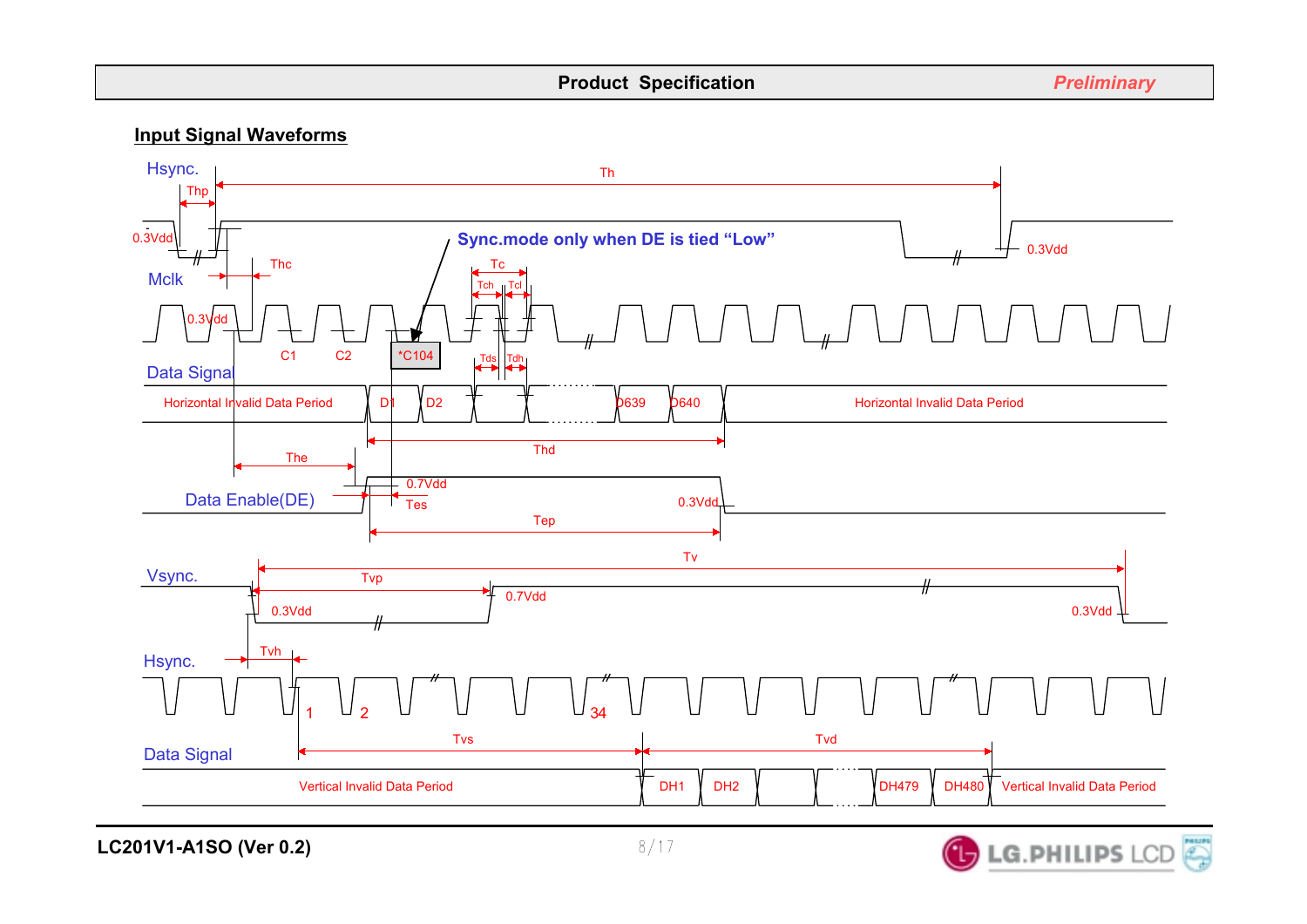## Input Signal Waveforms

Hsync.

Th

Thp

0.3Vdd

0.3Vdd

Sync.mode only when DE is tied "Low"

Thc

Mclk

Tc

Tch

Tcl

0.3Vdd

C1

C2

*C104

Tds

Tdh

Data Signal

Horizontal Invalid Data Period

D1

D2

D639

D640

Horizontal Invalid Data Period

Thd

The

0.7Vdd

Data Enable(DE)

Tes

0.3Vdd

Tep

Tv

Vsync.

Tvp

0.7Vdd

0.3Vdd

0.3Vdd

Tvh

Hsync.

1

2

34

Tvs

Tvd

Data Signal

Vertical Invalid Data Period

DH1

DH2

DH479

DH480

Vertical Invalid Data Period

**LC201V1-A1SO (Ver 0.2)**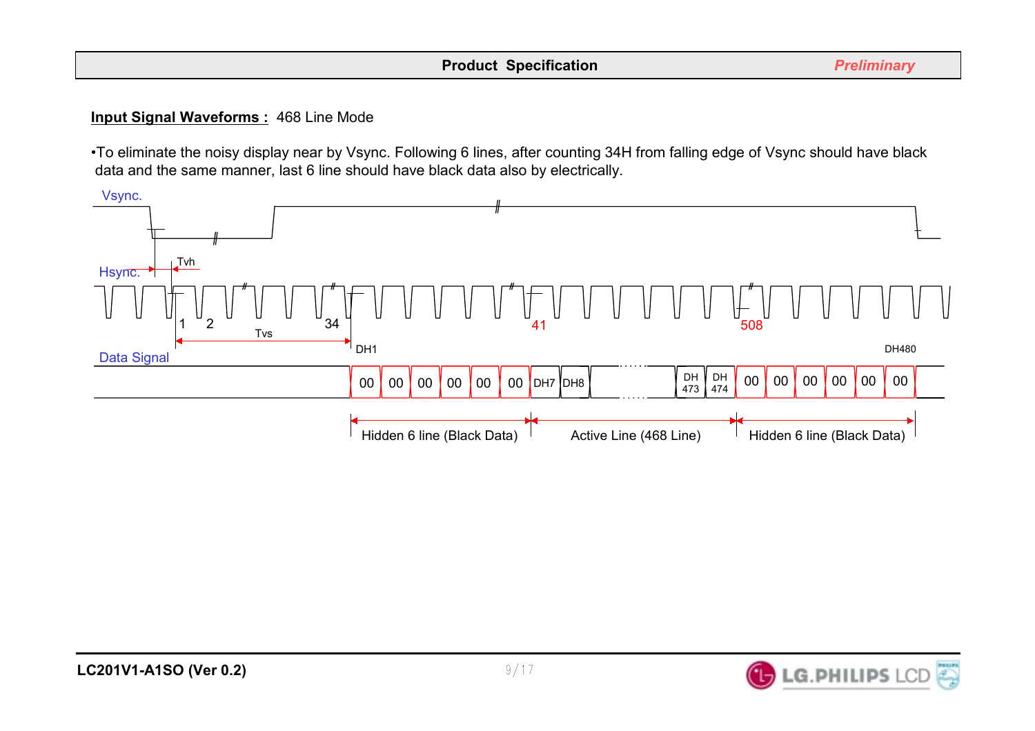**Input Signal Waveforms :** 468 Line Mode

•To eliminate the noisy display near by Vsync. Following 6 lines, after counting 34H from falling edge of Vsync should have black data and the same manner, last 6 line should have black data also by electrically.

Vsync.

Hsync.

Tvh

1 2 34

Tvs

41

508

Data Signal

DH1

DH480

00 00 00 00 00 00 DH7 DH8 DH 473 DH 474 00 00 00 00 00 00

Hidden 6 line (Black Data) Active Line (468 Line) Hidden 6 line (Black Data)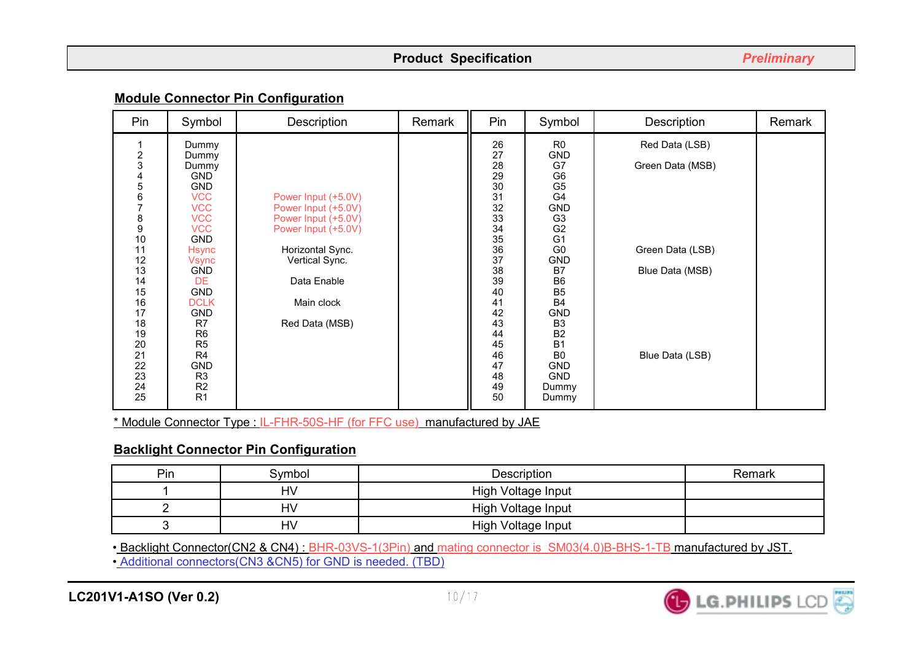## Module Connector Pin Configuration

| Pin | Symbol | Description | Remark | Pin | Symbol | Description | Remark |
|---|---|---|---|---|---|---|---|
| 1 | Dummy | | | 26 | R0 | Red Data (LSB) | |
| 2 | Dummy | | | 27 | GND | | |
| 3 | Dummy | | | 28 | G7 | Green Data (MSB) | |
| 4 | GND | | | 29 | G6 | | |
| 5 | GND | | | 30 | G5 | | |
| 6 | VCC | Power Input (+5.0V) | | 31 | G4 | | |
| 7 | VCC | Power Input (+5.0V) | | 32 | GND | | |
| 8 | VCC | Power Input (+5.0V) | | 33 | G3 | | |
| 9 | VCC | Power Input (+5.0V) | | 34 | G2 | | |
| 10 | GND | | | 35 | G1 | | |
| 11 | Hsync | Horizontal Sync. | | 36 | G0 | Green Data (LSB) | |
| 12 | Vsync | Vertical Sync. | | 37 | GND | | |
| 13 | GND | | | 38 | B7 | Blue Data (MSB) | |
| 14 | DE | Data Enable | | 39 | B6 | | |
| 15 | GND | | | 40 | B5 | | |
| 16 | DCLK | Main clock | | 41 | B4 | | |
| 17 | GND | | | 42 | GND | | |
| 18 | R7 | Red Data (MSB) | | 43 | B3 | | |
| 19 | R6 | | | 44 | B2 | | |
| 20 | R5 | | | 45 | B1 | | |
| 21 | R4 | | | 46 | B0 | Blue Data (LSB) | |
| 22 | GND | | | 47 | GND | | |
| 23 | R3 | | | 48 | GND | | |
| 24 | R2 | | | 49 | Dummy | | |
| 25 | R1 | | | 50 | Dummy | | |

* Module Connector Type : IL-FHR-50S-HF (for FFC use) manufactured by JAE

## Backlight Connector Pin Configuration

| Pin | Symbol | Description | Remark |
|---|---|---|---|
| 1 | HV | High Voltage Input | |
| 2 | HV | High Voltage Input | |
| 3 | HV | High Voltage Input | |

- Backlight Connector(CN2 & CN4) : BHR-03VS-1(3Pin) and mating connector is SM03(4.0)B-BHS-1-TB manufactured by JST.
- Additional connectors(CN3 &CN5) for GND is needed. (TBD)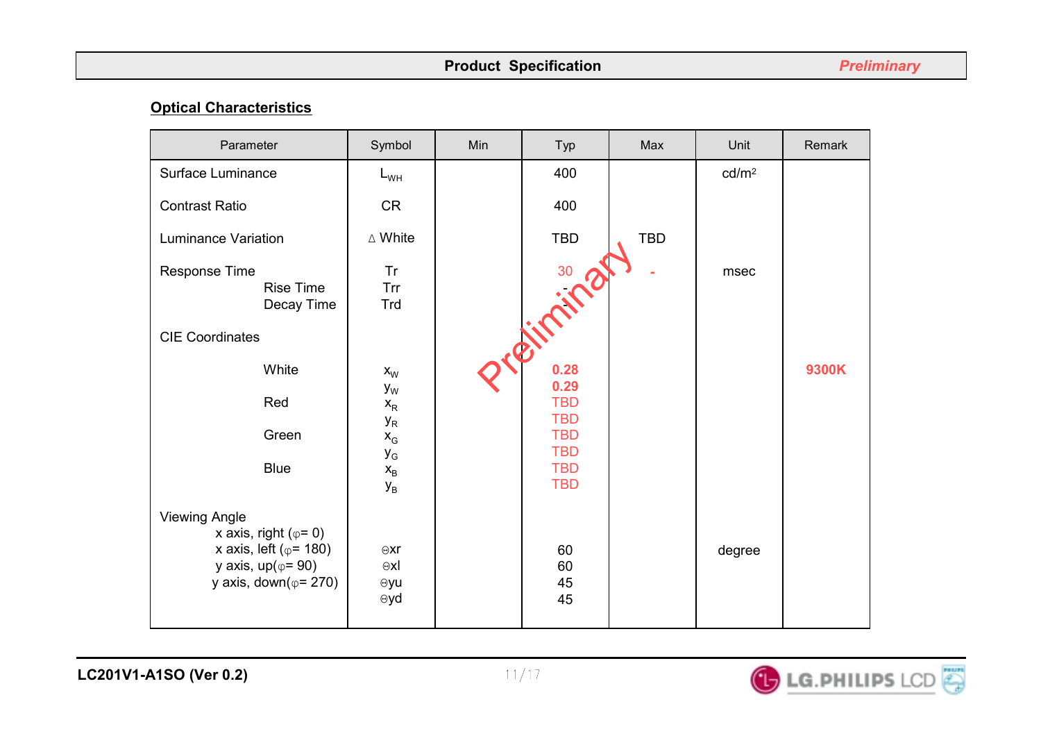## Optical Characteristics

| Parameter | Symbol | Min | Typ | Max | Unit | Remark |
|---|---|---|---|---|---|---|
| Surface Luminance | $L_{WH}$ | | 400 | | $cd/m^2$ | |
| Contrast Ratio | CR | | 400 | | | |
| Luminance Variation | Δ White | | TBD | TBD | | |
| Response Time | Tr | | 30 | - | msec | |
| Rise Time | Trr | | - | | | |
| Decay Time | Trd | | - | | | |
| CIE Coordinates | | | | | | |
| White | $x_W$ | | **0.28** | | | **9300K** |
| | $y_W$ | | **0.29** | | | |
| Red | $x_R$ | | TBD | | | |
| | $y_R$ | | TBD | | | |
| Green | $x_G$ | | TBD | | | |
| | $y_G$ | | TBD | | | |
| Blue | $x_B$ | | TBD | | | |
| | $y_B$ | | TBD | | | |
| Viewing Angle | | | | | | |
| x axis, right (φ= 0) | Θxr | | 60 | | degree | |
| x axis, left (φ= 180) | Θxl | | 60 | | | |
| y axis, up(φ= 90) | Θyu | | 45 | | | |
| y axis, down(φ= 270) | Θyd | | 45 | | | |

Preliminary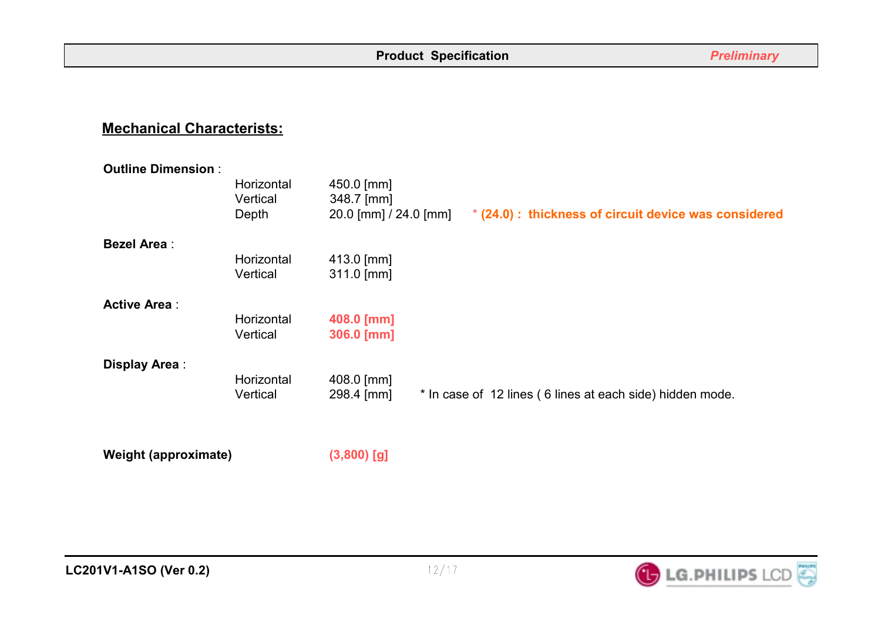## Mechanical Characterists:

**Outline Dimension** :

| | | |
|---|---|---|
| Horizontal | 450.0 [mm] | |
| Vertical | 348.7 [mm] | |
| Depth | 20.0 [mm] / 24.0 [mm] | * **(24.0) : thickness of circuit device was considered** |

**Bezel Area** :

| | |
|---|---|
| Horizontal | 413.0 [mm] |
| Vertical | 311.0 [mm] |

**Active Area** :

| | |
|---|---|
| Horizontal | **408.0 [mm]** |
| Vertical | **306.0 [mm]** |

**Display Area** :

| | | |
|---|---|---|
| Horizontal | 408.0 [mm] | |
| Vertical | 298.4 [mm] | * In case of 12 lines ( 6 lines at each side) hidden mode. |

**Weight (approximate)** **(3,800) [g]**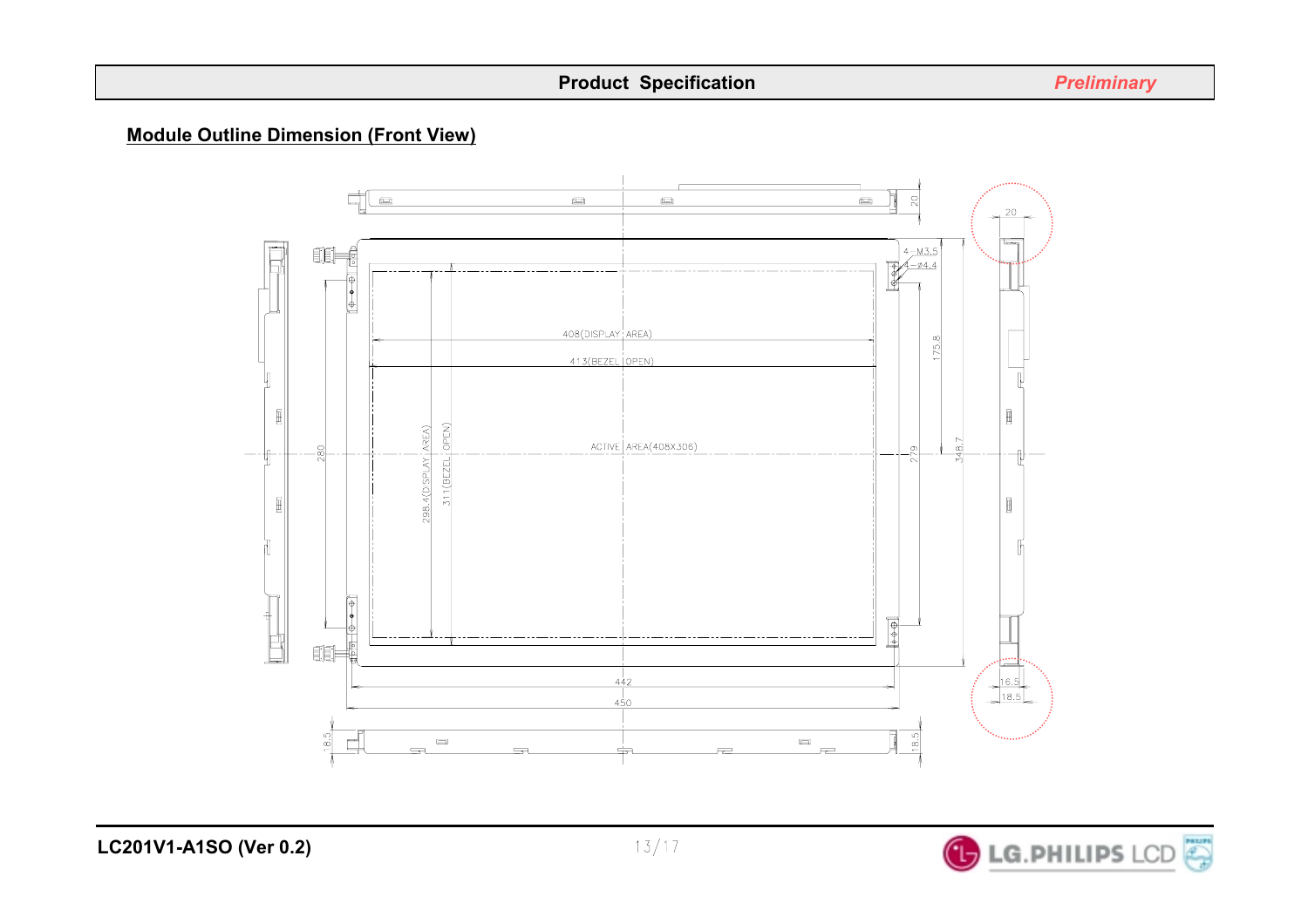## Module Outline Dimension (Front View)

4–M3.5

4–ø4.4

408(DISPLAY AREA)

413(BEZEL OPEN)

ACTIVE AREA(408X306)

298.4(DISPLAY AREA)

311(BEZEL OPEN)

280

279

175.8

348.7

442

450

20

16.5

18.5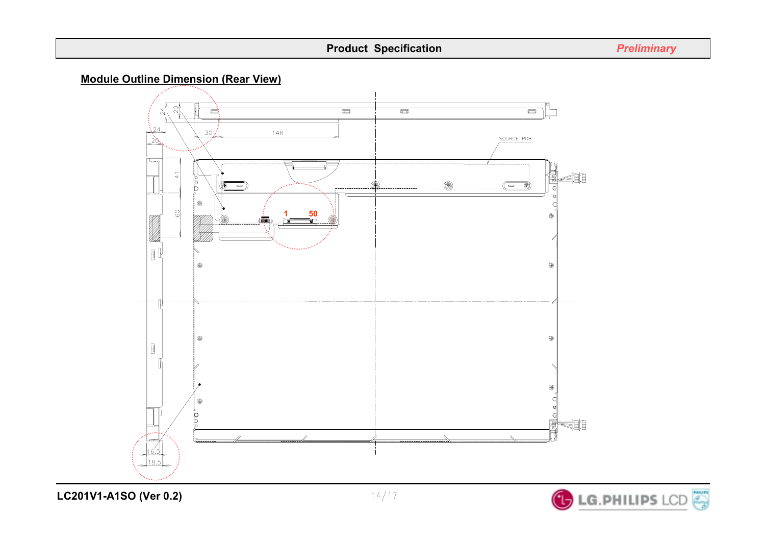## Module Outline Dimension (Rear View)

24
20
24
20
30
148
SOURCE PCB
41
60
1
50
16.5
18.5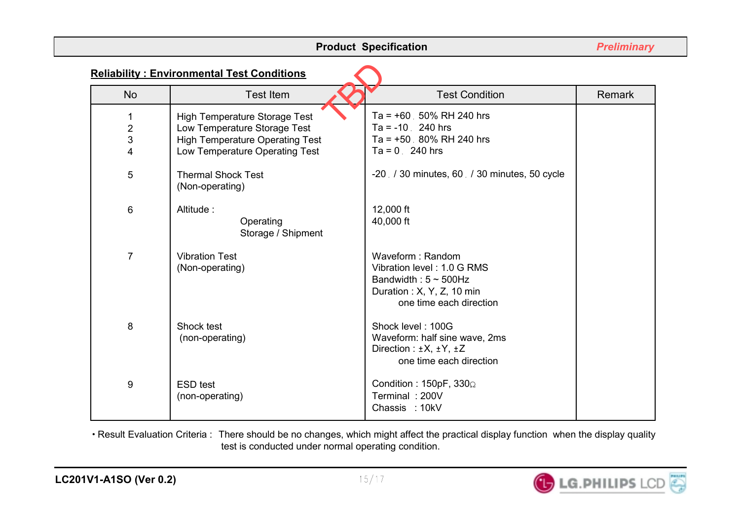## Reliability : Environmental Test Conditions

TBD

| No | Test Item | Test Condition | Remark |
|---|---|---|---|
| 1<br>2<br>3<br>4 | High Temperature Storage Test<br>Low Temperature Storage Test<br>High Temperature Operating Test<br>Low Temperature Operating Test | Ta = +60 . 50% RH 240 hrs<br>Ta = -10 . 240 hrs<br>Ta = +50 . 80% RH 240 hrs<br>Ta = 0 . 240 hrs | |
| 5 | Thermal Shock Test<br>(Non-operating) | -20 . / 30 minutes, 60 . / 30 minutes, 50 cycle | |
| 6 | Altitude :<br>Operating<br>Storage / Shipment | <br>12,000 ft<br>40,000 ft | |
| 7 | Vibration Test<br>(Non-operating) | Waveform : Random<br>Vibration level : 1.0 G RMS<br>Bandwidth : 5 ~ 500Hz<br>Duration : X, Y, Z, 10 min<br>one time each direction | |
| 8 | Shock test<br>(non-operating) | Shock level : 100G<br>Waveform: half sine wave, 2ms<br>Direction : ±X, ±Y, ±Z<br>one time each direction | |
| 9 | ESD test<br>(non-operating) | Condition : 150pF, 330Ω<br>Terminal : 200V<br>Chassis : 10kV | |

• Result Evaluation Criteria : There should be no changes, which might affect the practical display function when the display quality test is conducted under normal operating condition.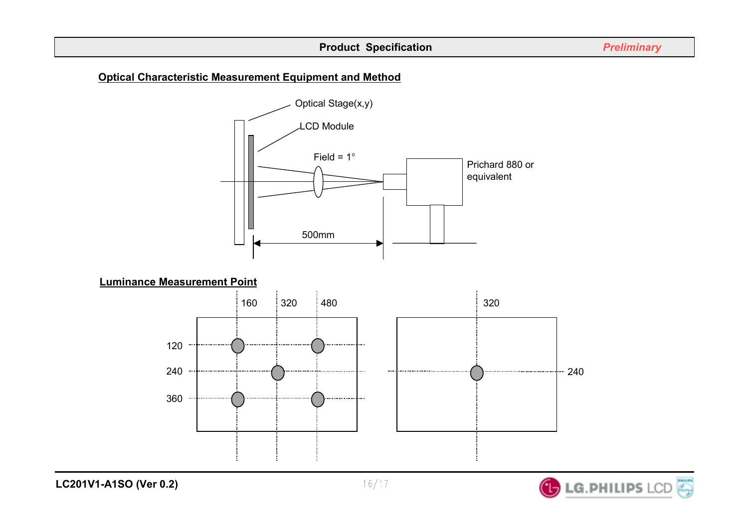## Optical Characteristic Measurement Equipment and Method

Optical Stage(x,y)

LCD Module

Field = 1°

Prichard 880 or equivalent

500mm

## Luminance Measurement Point

160 320 480

120

240

360

320

240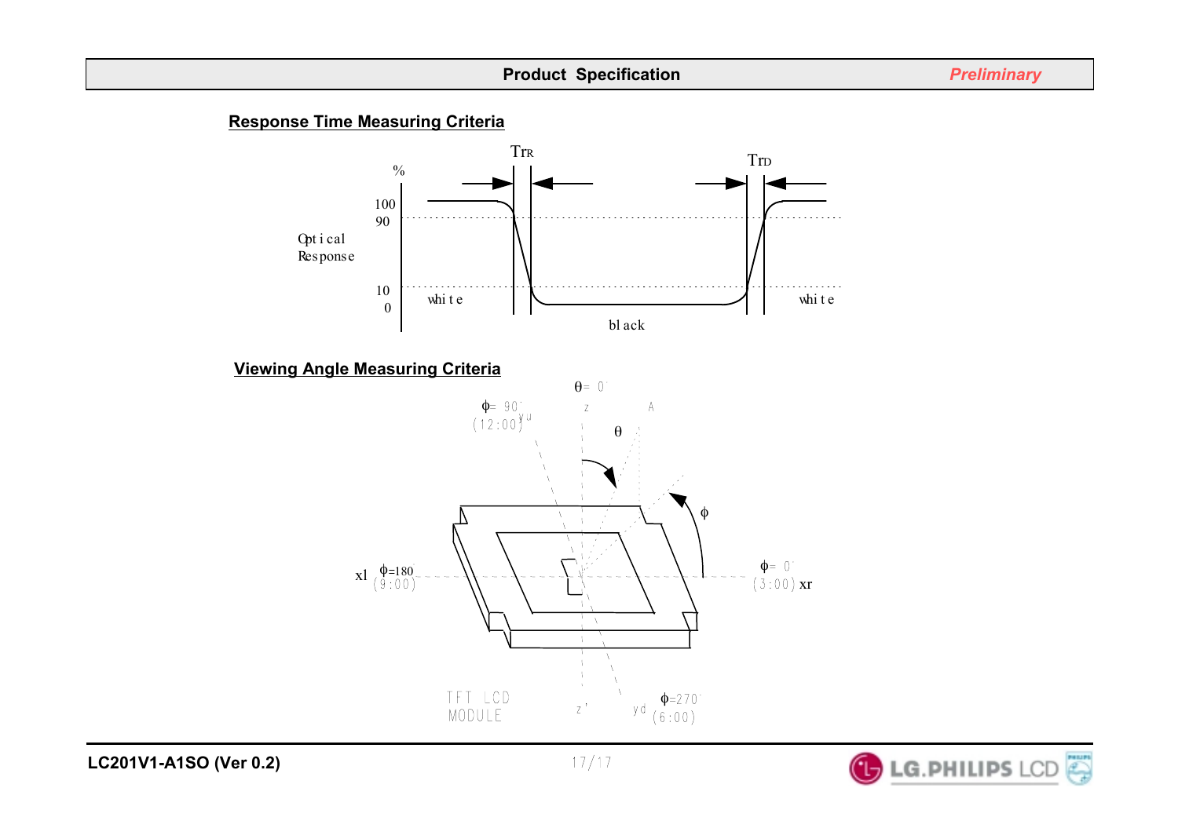## Response Time Measuring Criteria

$Tr_R$

$Tr_D$

%

100

90

Optical Response

10

0

white

black

white

## Viewing Angle Measuring Criteria

$\theta = 0°$

z

A

$\phi = 90°$ (12:00) yu

$\theta$

$\phi$

xl $\phi$=180 (9:00)

$\phi = 0°$ (3:00) xr

TFT LCD MODULE

z'

yd

$\phi$=270° (6:00)